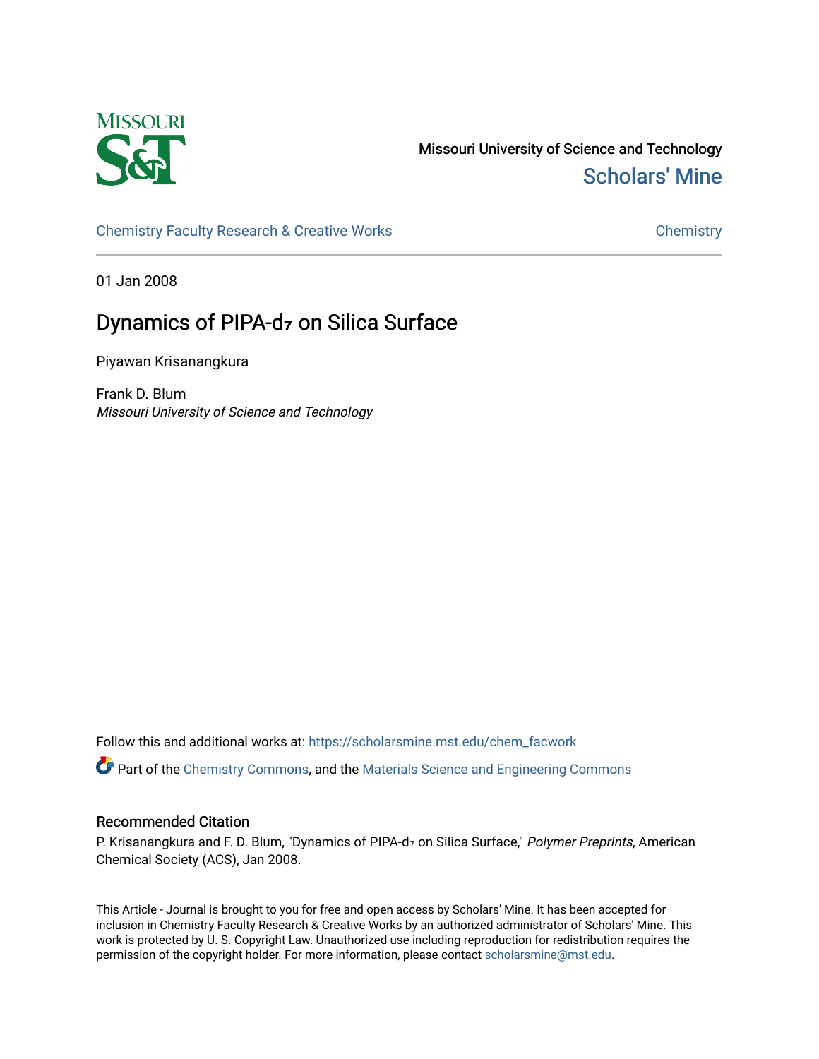Missouri University of Science and Technology

Scholars' Mine

Chemistry Faculty Research & Creative Works

Chemistry

01 Jan 2008

# Dynamics of PIPA-$d_7$ on Silica Surface

Piyawan Krisanangkura

Frank D. Blum

*Missouri University of Science and Technology*

Follow this and additional works at: https://scholarsmine.mst.edu/chem_facwork

Part of the Chemistry Commons, and the Materials Science and Engineering Commons

## Recommended Citation

P. Krisanangkura and F. D. Blum, "Dynamics of PIPA-$d_7$ on Silica Surface," *Polymer Preprints*, American Chemical Society (ACS), Jan 2008.

This Article - Journal is brought to you for free and open access by Scholars' Mine. It has been accepted for inclusion in Chemistry Faculty Research & Creative Works by an authorized administrator of Scholars' Mine. This work is protected by U. S. Copyright Law. Unauthorized use including reproduction for redistribution requires the permission of the copyright holder. For more information, please contact scholarsmine@mst.edu.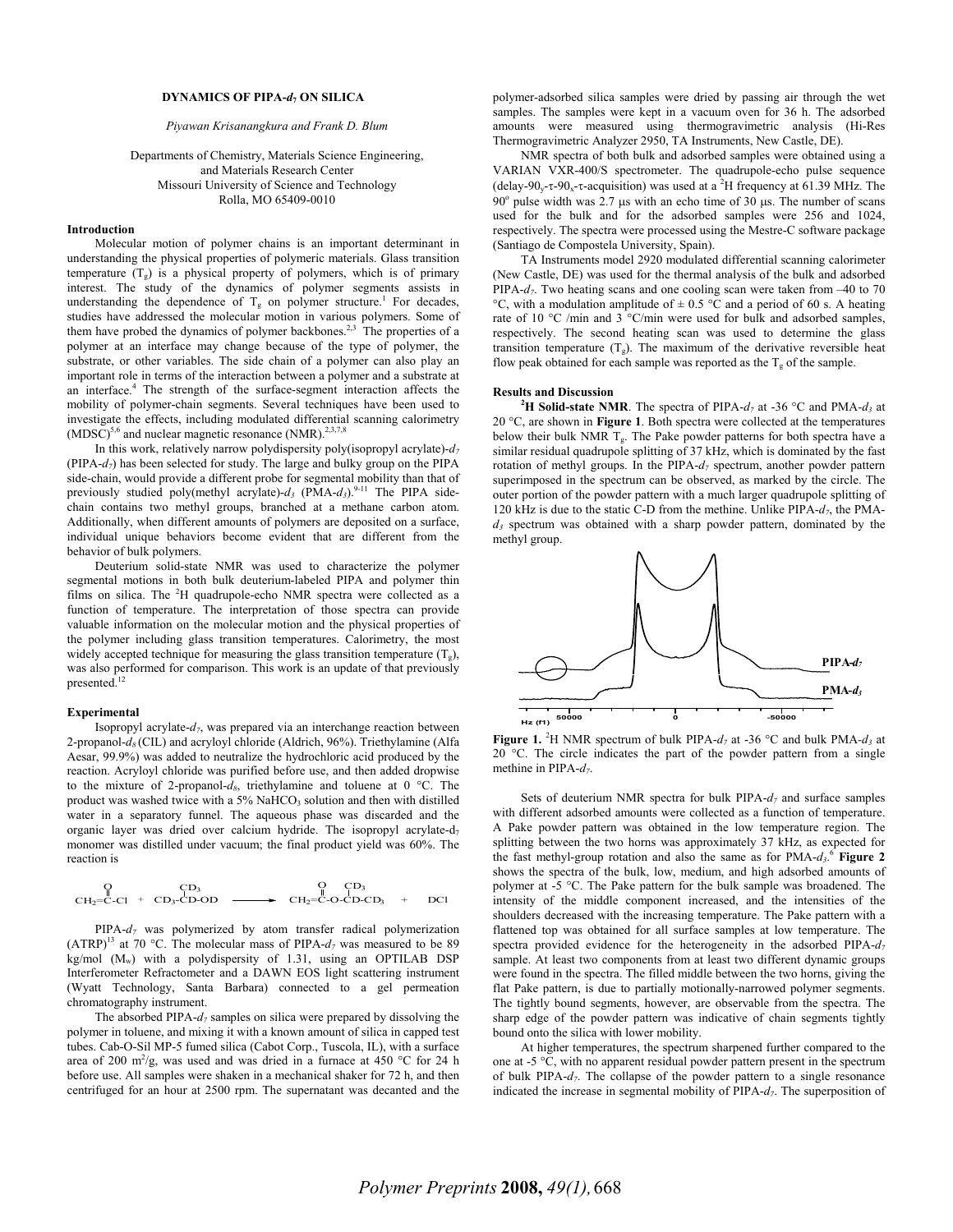**DYNAMICS OF PIPA-$d_7$ ON SILICA**

*Piyawan Krisanangkura and Frank D. Blum*

Departments of Chemistry, Materials Science Engineering, and Materials Research Center
Missouri University of Science and Technology
Rolla, MO 65409-0010

## Introduction

Molecular motion of polymer chains is an important determinant in understanding the physical properties of polymeric materials. Glass transition temperature ($T_g$) is a physical property of polymers, which is of primary interest. The study of the dynamics of polymer segments assists in understanding the dependence of $T_g$ on polymer structure.[1] For decades, studies have addressed the molecular motion in various polymers. Some of them have probed the dynamics of polymer backbones.[2,3] The properties of a polymer at an interface may change because of the type of polymer, the substrate, or other variables. The side chain of a polymer can also play an important role in terms of the interaction between a polymer and a substrate at an interface.[4] The strength of the surface-segment interaction affects the mobility of polymer-chain segments. Several techniques have been used to investigate the effects, including modulated differential scanning calorimetry (MDSC)[5,6] and nuclear magnetic resonance (NMR).[2,3,7,8]

In this work, relatively narrow polydispersity poly(isopropyl acrylate)-$d_7$ (PIPA-$d_7$) has been selected for study. The large and bulky group on the PIPA side-chain, would provide a different probe for segmental mobility than that of previously studied poly(methyl acrylate)-$d_3$ (PMA-$d_3$).[9-11] The PIPA side-chain contains two methyl groups, branched at a methane carbon atom. Additionally, when different amounts of polymers are deposited on a surface, individual unique behaviors become evident that are different from the behavior of bulk polymers.

Deuterium solid-state NMR was used to characterize the polymer segmental motions in both bulk deuterium-labeled PIPA and polymer thin films on silica. The $^2$H quadrupole-echo NMR spectra were collected as a function of temperature. The interpretation of those spectra can provide valuable information on the molecular motion and the physical properties of the polymer including glass transition temperatures. Calorimetry, the most widely accepted technique for measuring the glass transition temperature ($T_g$), was also performed for comparison. This work is an update of that previously presented.[12]

## Experimental

Isopropyl acrylate-$d_7$, was prepared via an interchange reaction between 2-propanol-$d_8$ (CIL) and acryloyl chloride (Aldrich, 96%). Triethylamine (Alfa Aesar, 99.9%) was added to neutralize the hydrochloric acid produced by the reaction. Acryloyl chloride was purified before use, and then added dropwise to the mixture of 2-propanol-$d_8$, triethylamine and toluene at 0 °C. The product was washed twice with a 5% $NaHCO_3$ solution and then with distilled water in a separatory funnel. The aqueous phase was discarded and the organic layer was dried over calcium hydride. The isopropyl acrylate-$d_7$ monomer was distilled under vacuum; the final product yield was 60%. The reaction is

$$CH_2{=}\overset{O}{\overset{\|}{C}}\text{-}Cl \;+\; CD_3\text{-}\overset{CD_3}{\overset{|}{C}}D\text{-}OD \longrightarrow CH_2{=}\overset{O}{\overset{\|}{C}}\text{-}O\text{-}\overset{CD_3}{\overset{|}{C}}D\text{-}CD_3 \;+\; DCl$$

PIPA-$d_7$ was polymerized by atom transfer radical polymerization (ATRP)[13] at 70 °C. The molecular mass of PIPA-$d_7$ was measured to be 89 kg/mol ($M_w$) with a polydispersity of 1.31, using an OPTILAB DSP Interferometer Refractometer and a DAWN EOS light scattering instrument (Wyatt Technology, Santa Barbara) connected to a gel permeation chromatography instrument.

The absorbed PIPA-$d_7$ samples on silica were prepared by dissolving the polymer in toluene, and mixing it with a known amount of silica in capped test tubes. Cab-O-Sil MP-5 fumed silica (Cabot Corp., Tuscola, IL), with a surface area of 200 $m^2$/g, was used and was dried in a furnace at 450 °C for 24 h before use. All samples were shaken in a mechanical shaker for 72 h, and then centrifuged for an hour at 2500 rpm. The supernatant was decanted and the polymer-adsorbed silica samples were dried by passing air through the wet samples. The samples were kept in a vacuum oven for 36 h. The adsorbed amounts were measured using thermogravimetric analysis (Hi-Res Thermogravimetric Analyzer 2950, TA Instruments, New Castle, DE).

NMR spectra of both bulk and adsorbed samples were obtained using a VARIAN VXR-400/S spectrometer. The quadrupole-echo pulse sequence (delay-$90_y$-$\tau$-$90_x$-$\tau$-acquisition) was used at a $^2$H frequency at 61.39 MHz. The 90° pulse width was 2.7 μs with an echo time of 30 μs. The number of scans used for the bulk and for the adsorbed samples were 256 and 1024, respectively. The spectra were processed using the Mestre-C software package (Santiago de Compostela University, Spain).

TA Instruments model 2920 modulated differential scanning calorimeter (New Castle, DE) was used for the thermal analysis of the bulk and adsorbed PIPA-$d_7$. Two heating scans and one cooling scan were taken from –40 to 70 °C, with a modulation amplitude of ± 0.5 °C and a period of 60 s. A heating rate of 10 °C /min and 3 °C/min were used for bulk and adsorbed samples, respectively. The second heating scan was used to determine the glass transition temperature ($T_g$). The maximum of the derivative reversible heat flow peak obtained for each sample was reported as the $T_g$ of the sample.

## Results and Discussion

**$^2$H Solid-state NMR**. The spectra of PIPA-$d_7$ at -36 °C and PMA-$d_3$ at 20 °C, are shown in **Figure 1**. Both spectra were collected at the temperatures below their bulk NMR $T_g$. The Pake powder patterns for both spectra have a similar residual quadrupole splitting of 37 kHz, which is dominated by the fast rotation of methyl groups. In the PIPA-$d_7$ spectrum, another powder pattern superimposed in the spectrum can be observed, as marked by the circle. The outer portion of the powder pattern with a much larger quadrupole splitting of 120 kHz is due to the static C-D from the methine. Unlike PIPA-$d_7$, the PMA-$d_3$ spectrum was obtained with a sharp powder pattern, dominated by the methyl group.

**Figure 1.** $^2$H NMR spectrum of bulk PIPA-$d_7$ at -36 °C and bulk PMA-$d_3$ at 20 °C. The circle indicates the part of the powder pattern from a single methine in PIPA-$d_7$.

Sets of deuterium NMR spectra for bulk PIPA-$d_7$ and surface samples with different adsorbed amounts were collected as a function of temperature. A Pake powder pattern was obtained in the low temperature region. The splitting between the two horns was approximately 37 kHz, as expected for the fast methyl-group rotation and also the same as for PMA-$d_3$.[6] **Figure 2** shows the spectra of the bulk, low, medium, and high adsorbed amounts of polymer at -5 °C. The Pake pattern for the bulk sample was broadened. The intensity of the middle component increased, and the intensities of the shoulders decreased with the increasing temperature. The Pake pattern with a flattened top was obtained for all surface samples at low temperature. The spectra provided evidence for the heterogeneity in the adsorbed PIPA-$d_7$ sample. At least two components from at least two different dynamic groups were found in the spectra. The filled middle between the two horns, giving the flat Pake pattern, is due to partially motionally-narrowed polymer segments. The tightly bound segments, however, are observable from the spectra. The sharp edge of the powder pattern was indicative of chain segments tightly bound onto the silica with lower mobility.

At higher temperatures, the spectrum sharpened further compared to the one at -5 °C, with no apparent residual powder pattern present in the spectrum of bulk PIPA-$d_7$. The collapse of the powder pattern to a single resonance indicated the increase in segmental mobility of PIPA-$d_7$. The superposition of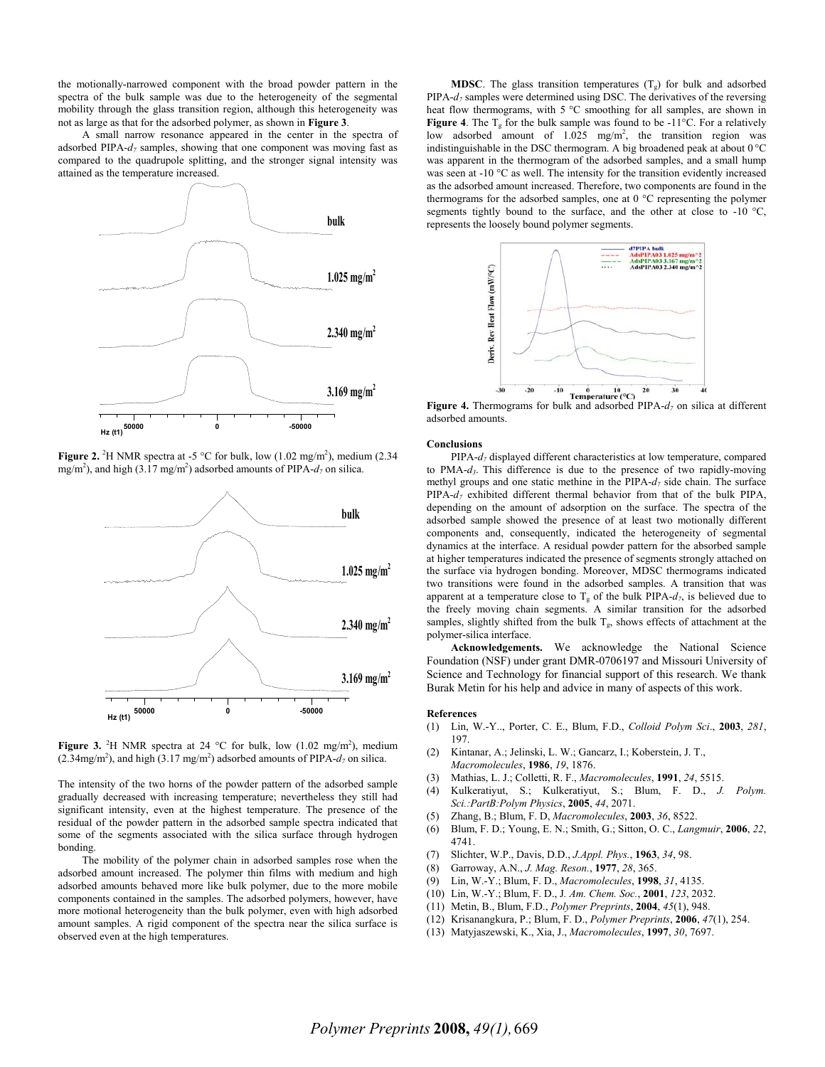the motionally-narrowed component with the broad powder pattern in the spectra of the bulk sample was due to the heterogeneity of the segmental mobility through the glass transition region, although this heterogeneity was not as large as that for the adsorbed polymer, as shown in **Figure 3**.

A small narrow resonance appeared in the center in the spectra of adsorbed PIPA-$d_7$ samples, showing that one component was moving fast as compared to the quadrupole splitting, and the stronger signal intensity was attained as the temperature increased.

bulk
1.025 mg/m²
2.340 mg/m²
3.169 mg/m²
50000
0
-50000
Hz (t1)

**Figure 2.** $^2$H NMR spectra at -5 °C for bulk, low (1.02 mg/m$^2$), medium (2.34 mg/m$^2$), and high (3.17 mg/m$^2$) adsorbed amounts of PIPA-$d_7$ on silica.

bulk
1.025 mg/m²
2.340 mg/m²
3.169 mg/m²
50000
0
-50000
Hz (t1)

**Figure 3.** $^2$H NMR spectra at 24 °C for bulk, low (1.02 mg/m$^2$), medium (2.34mg/m$^2$), and high (3.17 mg/m$^2$) adsorbed amounts of PIPA-$d_7$ on silica.

The intensity of the two horns of the powder pattern of the adsorbed sample gradually decreased with increasing temperature; nevertheless they still had significant intensity, even at the highest temperature. The presence of the residual of the powder pattern in the adsorbed sample spectra indicated that some of the segments associated with the silica surface through hydrogen bonding.

The mobility of the polymer chain in adsorbed samples rose when the adsorbed amount increased. The polymer thin films with medium and high adsorbed amounts behaved more like bulk polymer, due to the more mobile components contained in the samples. The adsorbed polymers, however, have more motional heterogeneity than the bulk polymer, even with high adsorbed amount samples. A rigid component of the spectra near the silica surface is observed even at the high temperatures.

**MDSC**. The glass transition temperatures ($T_g$) for bulk and adsorbed PIPA-$d_7$ samples were determined using DSC. The derivatives of the reversing heat flow thermograms, with 5 °C smoothing for all samples, are shown in **Figure 4**. The $T_g$ for the bulk sample was found to be -11°C. For a relatively low adsorbed amount of 1.025 mg/m$^2$, the transition region was indistinguishable in the DSC thermogram. A big broadened peak at about 0 °C was apparent in the thermogram of the adsorbed samples, and a small hump was seen at -10 °C as well. The intensity for the transition evidently increased as the adsorbed amount increased. Therefore, two components are found in the thermograms for the adsorbed samples, one at 0 °C representing the polymer segments tightly bound to the surface, and the other at close to -10 °C, represents the loosely bound polymer segments.

d7PIPA bulk
AdsPIPA03 1.025 mg/m^2
AdsPIPA03 3.167 mg/m^2
AdsPIPA03 2.340 mg/m^2
Deriv. Rev Heat Flow (mW/°C)
-30 -20 -10 0 10 20 30 40
Temperature (°C)

**Figure 4.** Thermograms for bulk and adsorbed PIPA-$d_7$ on silica at different adsorbed amounts.

## Conclusions

PIPA-$d_7$ displayed different characteristics at low temperature, compared to PMA-$d_3$. This difference is due to the presence of two rapidly-moving methyl groups and one static methine in the PIPA-$d_7$ side chain. The surface PIPA-$d_7$ exhibited different thermal behavior from that of the bulk PIPA, depending on the amount of adsorption on the surface. The spectra of the adsorbed sample showed the presence of at least two motionally different components and, consequently, indicated the heterogeneity of segmental dynamics at the interface. A residual powder pattern for the absorbed sample at higher temperatures indicated the presence of segments strongly attached on the surface via hydrogen bonding. Moreover, MDSC thermograms indicated two transitions were found in the adsorbed samples. A transition that was apparent at a temperature close to $T_g$ of the bulk PIPA-$d_7$, is believed due to the freely moving chain segments. A similar transition for the adsorbed samples, slightly shifted from the bulk $T_g$, shows effects of attachment at the polymer-silica interface.

**Acknowledgements.** We acknowledge the National Science Foundation (NSF) under grant DMR-0706197 and Missouri University of Science and Technology for financial support of this research. We thank Burak Metin for his help and advice in many of aspects of this work.

## References

(1) Lin, W.-Y.., Porter, C. E., Blum, F.D., *Colloid Polym Sci*., **2003**, *281*, 197.
(2) Kintanar, A.; Jelinski, L. W.; Gancarz, I.; Koberstein, J. T., *Macromolecules*, **1986**, *19*, 1876.
(3) Mathias, L. J.; Colletti, R. F., *Macromolecules*, **1991**, *24*, 5515.
(4) Kulkeratiyut, S.; Kulkeratiyut, S.; Blum, F. D., *J. Polym. Sci.:PartB:Polym Physics*, **2005**, *44*, 2071.
(5) Zhang, B.; Blum, F. D, *Macromolecules*, **2003**, *36*, 8522.
(6) Blum, F. D.; Young, E. N.; Smith, G.; Sitton, O. C., *Langmuir*, **2006**, *22*, 4741.
(7) Slichter, W.P., Davis, D.D., *J.Appl. Phys.*, **1963**, *34*, 98.
(8) Garroway, A.N., *J. Mag. Reson.*, **1977**, *28*, 365.
(9) Lin, W.-Y.; Blum, F. D., *Macromolecules*, **1998**, *31*, 4135.
(10) Lin, W.-Y.; Blum, F. D., J. *Am. Chem. Soc.*, **2001**, *123*, 2032.
(11) Metin, B., Blum, F.D., *Polymer Preprints*, **2004**, *45*(1), 948.
(12) Krisanangkura, P.; Blum, F. D., *Polymer Preprints*, **2006**, *47*(1), 254.
(13) Matyjaszewski, K., Xia, J., *Macromolecules*, **1997**, *30*, 7697.